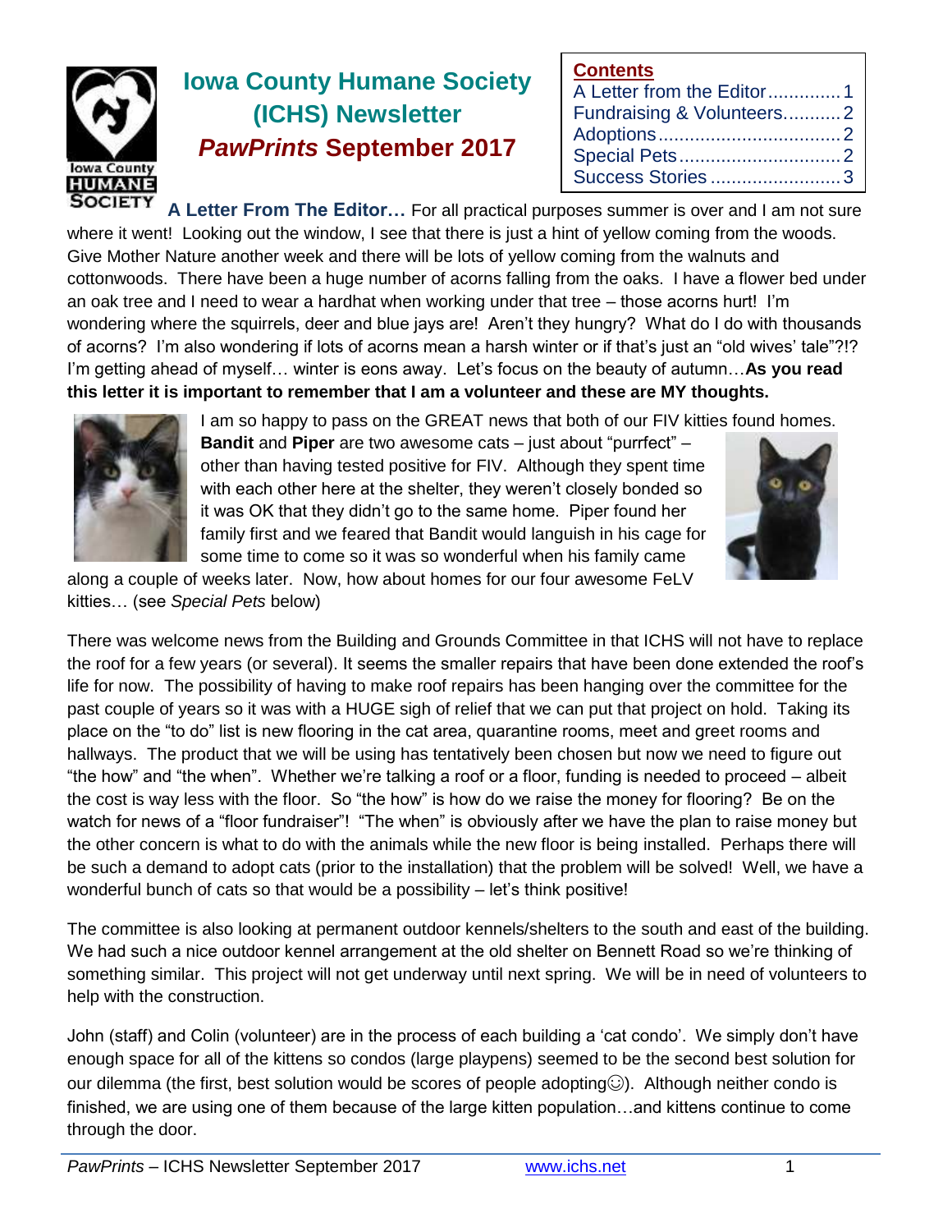# Iowa County Humane Society (ICHS) Newsletter

## *PawPrints* September 2017

**Contents**

- A Letter from the Editor .............. 1
- Fundraising & Volunteers........... 2
- Adoptions.................................. 2
- Special Pets............................... 2
- Success Stories ......................... 3

**A Letter From The Editor…** For all practical purposes summer is over and I am not sure where it went! Looking out the window, I see that there is just a hint of yellow coming from the woods. Give Mother Nature another week and there will be lots of yellow coming from the walnuts and cottonwoods. There have been a huge number of acorns falling from the oaks. I have a flower bed under an oak tree and I need to wear a hardhat when working under that tree – those acorns hurt! I'm wondering where the squirrels, deer and blue jays are! Aren't they hungry? What do I do with thousands of acorns? I'm also wondering if lots of acorns mean a harsh winter or if that's just an "old wives' tale"?!? I'm getting ahead of myself… winter is eons away. Let's focus on the beauty of autumn…**As you read this letter it is important to remember that I am a volunteer and these are MY thoughts.**

I am so happy to pass on the GREAT news that both of our FIV kitties found homes. **Bandit** and **Piper** are two awesome cats – just about "purrfect" – other than having tested positive for FIV. Although they spent time with each other here at the shelter, they weren't closely bonded so it was OK that they didn't go to the same home. Piper found her family first and we feared that Bandit would languish in his cage for some time to come so it was so wonderful when his family came along a couple of weeks later. Now, how about homes for our four awesome FeLV kitties… (see *Special Pets* below)

There was welcome news from the Building and Grounds Committee in that ICHS will not have to replace the roof for a few years (or several). It seems the smaller repairs that have been done extended the roof's life for now. The possibility of having to make roof repairs has been hanging over the committee for the past couple of years so it was with a HUGE sigh of relief that we can put that project on hold. Taking its place on the "to do" list is new flooring in the cat area, quarantine rooms, meet and greet rooms and hallways. The product that we will be using has tentatively been chosen but now we need to figure out "the how" and "the when". Whether we're talking a roof or a floor, funding is needed to proceed – albeit the cost is way less with the floor. So "the how" is how do we raise the money for flooring? Be on the watch for news of a "floor fundraiser"! "The when" is obviously after we have the plan to raise money but the other concern is what to do with the animals while the new floor is being installed. Perhaps there will be such a demand to adopt cats (prior to the installation) that the problem will be solved! Well, we have a wonderful bunch of cats so that would be a possibility – let's think positive!

The committee is also looking at permanent outdoor kennels/shelters to the south and east of the building. We had such a nice outdoor kennel arrangement at the old shelter on Bennett Road so we're thinking of something similar. This project will not get underway until next spring. We will be in need of volunteers to help with the construction.

John (staff) and Colin (volunteer) are in the process of each building a 'cat condo'. We simply don't have enough space for all of the kittens so condos (large playpens) seemed to be the second best solution for our dilemma (the first, best solution would be scores of people adopting☺). Although neither condo is finished, we are using one of them because of the large kitten population…and kittens continue to come through the door.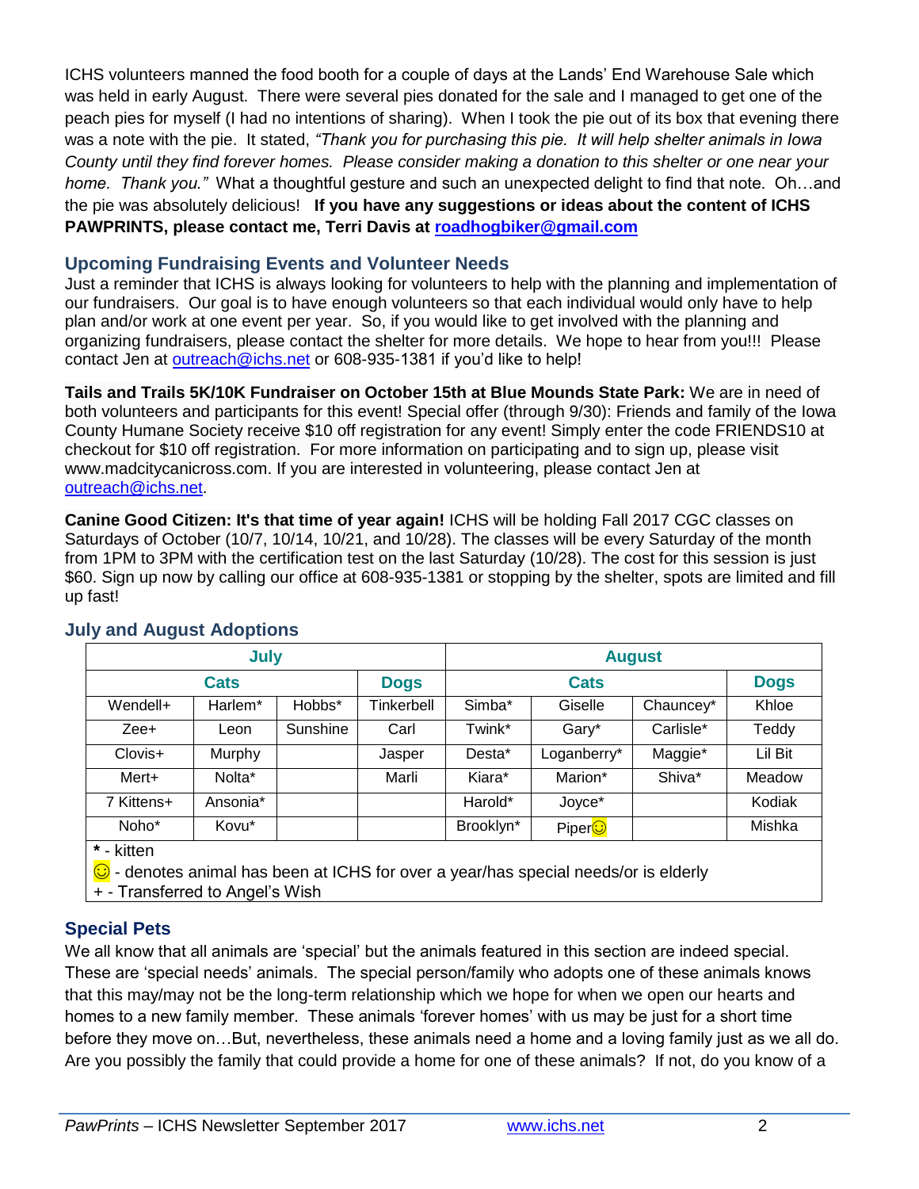ICHS volunteers manned the food booth for a couple of days at the Lands' End Warehouse Sale which was held in early August. There were several pies donated for the sale and I managed to get one of the peach pies for myself (I had no intentions of sharing). When I took the pie out of its box that evening there was a note with the pie. It stated, *"Thank you for purchasing this pie. It will help shelter animals in Iowa County until they find forever homes. Please consider making a donation to this shelter or one near your home. Thank you."* What a thoughtful gesture and such an unexpected delight to find that note. Oh…and the pie was absolutely delicious! **If you have any suggestions or ideas about the content of ICHS PAWPRINTS, please contact me, Terri Davis at roadhogbiker@gmail.com**

## Upcoming Fundraising Events and Volunteer Needs

Just a reminder that ICHS is always looking for volunteers to help with the planning and implementation of our fundraisers. Our goal is to have enough volunteers so that each individual would only have to help plan and/or work at one event per year. So, if you would like to get involved with the planning and organizing fundraisers, please contact the shelter for more details. We hope to hear from you!!! Please contact Jen at outreach@ichs.net or 608-935-1381 if you'd like to help!

**Tails and Trails 5K/10K Fundraiser on October 15th at Blue Mounds State Park:** We are in need of both volunteers and participants for this event! Special offer (through 9/30): Friends and family of the Iowa County Humane Society receive $10 off registration for any event! Simply enter the code FRIENDS10 at checkout for $10 off registration. For more information on participating and to sign up, please visit www.madcitycanicross.com. If you are interested in volunteering, please contact Jen at outreach@ichs.net.

**Canine Good Citizen: It's that time of year again!** ICHS will be holding Fall 2017 CGC classes on Saturdays of October (10/7, 10/14, 10/21, and 10/28). The classes will be every Saturday of the month from 1PM to 3PM with the certification test on the last Saturday (10/28). The cost for this session is just $60. Sign up now by calling our office at 608-935-1381 or stopping by the shelter, spots are limited and fill up fast!

## July and August Adoptions

| July | | | | August | | | |
|---|---|---|---|---|---|---|---|
| Cats | | | Dogs | Cats | | | Dogs |
| Wendell+ | Harlem* | Hobbs* | Tinkerbell | Simba* | Giselle | Chauncey* | Khloe |
| Zee+ | Leon | Sunshine | Carl | Twink* | Gary* | Carlisle* | Teddy |
| Clovis+ | Murphy | | Jasper | Desta* | Loganberry* | Maggie* | Lil Bit |
| Mert+ | Nolta* | | Marli | Kiara* | Marion* | Shiva* | Meadow |
| 7 Kittens+ | Ansonia* | | | Harold* | Joyce* | | Kodiak |
| Noho* | Kovu* | | | Brooklyn* | Piper☺ | | Mishka |

**\*** - kitten
☺ - denotes animal has been at ICHS for over a year/has special needs/or is elderly
\+ - Transferred to Angel's Wish

## Special Pets

We all know that all animals are 'special' but the animals featured in this section are indeed special. These are 'special needs' animals. The special person/family who adopts one of these animals knows that this may/may not be the long-term relationship which we hope for when we open our hearts and homes to a new family member. These animals 'forever homes' with us may be just for a short time before they move on…But, nevertheless, these animals need a home and a loving family just as we all do. Are you possibly the family that could provide a home for one of these animals? If not, do you know of a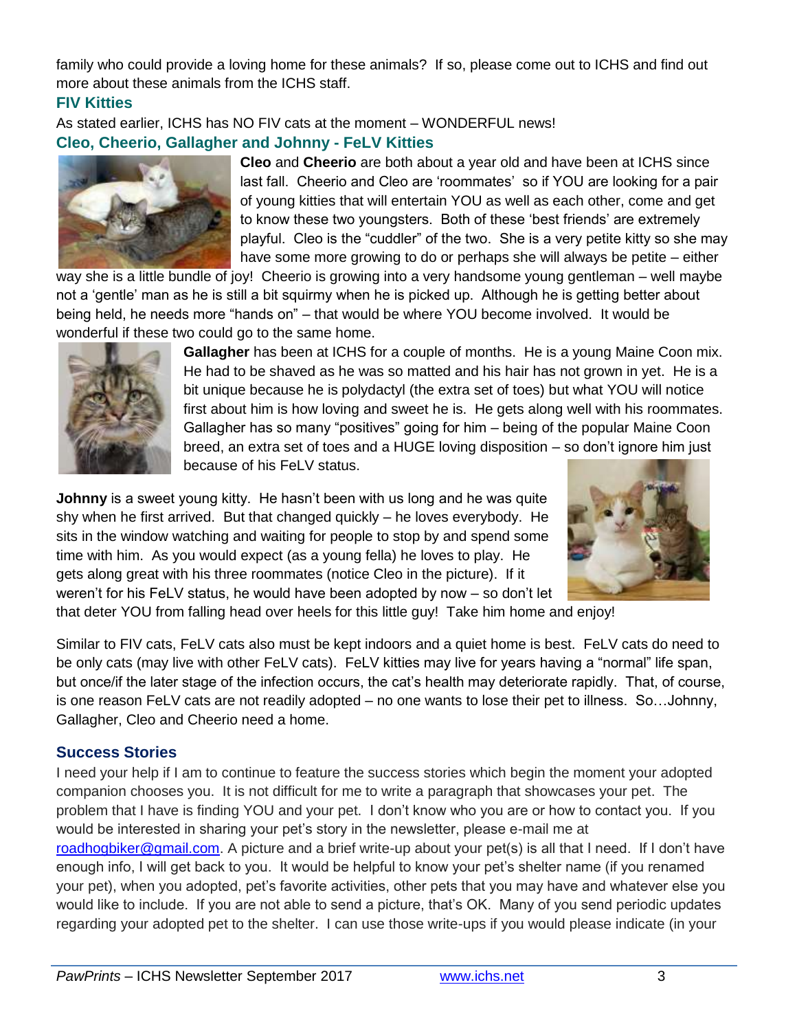family who could provide a loving home for these animals? If so, please come out to ICHS and find out more about these animals from the ICHS staff.

### FIV Kitties

As stated earlier, ICHS has NO FIV cats at the moment – WONDERFUL news!

### Cleo, Cheerio, Gallagher and Johnny - FeLV Kitties

**Cleo** and **Cheerio** are both about a year old and have been at ICHS since last fall. Cheerio and Cleo are 'roommates' so if YOU are looking for a pair of young kitties that will entertain YOU as well as each other, come and get to know these two youngsters. Both of these 'best friends' are extremely playful. Cleo is the "cuddler" of the two. She is a very petite kitty so she may have some more growing to do or perhaps she will always be petite – either way she is a little bundle of joy! Cheerio is growing into a very handsome young gentleman – well maybe not a 'gentle' man as he is still a bit squirmy when he is picked up. Although he is getting better about being held, he needs more "hands on" – that would be where YOU become involved. It would be wonderful if these two could go to the same home.

**Gallagher** has been at ICHS for a couple of months. He is a young Maine Coon mix. He had to be shaved as he was so matted and his hair has not grown in yet. He is a bit unique because he is polydactyl (the extra set of toes) but what YOU will notice first about him is how loving and sweet he is. He gets along well with his roommates. Gallagher has so many "positives" going for him – being of the popular Maine Coon breed, an extra set of toes and a HUGE loving disposition – so don't ignore him just because of his FeLV status.

**Johnny** is a sweet young kitty. He hasn't been with us long and he was quite shy when he first arrived. But that changed quickly – he loves everybody. He sits in the window watching and waiting for people to stop by and spend some time with him. As you would expect (as a young fella) he loves to play. He gets along great with his three roommates (notice Cleo in the picture). If it weren't for his FeLV status, he would have been adopted by now – so don't let that deter YOU from falling head over heels for this little guy! Take him home and enjoy!

Similar to FIV cats, FeLV cats also must be kept indoors and a quiet home is best. FeLV cats do need to be only cats (may live with other FeLV cats). FeLV kitties may live for years having a "normal" life span, but once/if the later stage of the infection occurs, the cat's health may deteriorate rapidly. That, of course, is one reason FeLV cats are not readily adopted – no one wants to lose their pet to illness. So…Johnny, Gallagher, Cleo and Cheerio need a home.

### Success Stories

I need your help if I am to continue to feature the success stories which begin the moment your adopted companion chooses you. It is not difficult for me to write a paragraph that showcases your pet. The problem that I have is finding YOU and your pet. I don't know who you are or how to contact you. If you would be interested in sharing your pet's story in the newsletter, please e-mail me at roadhogbiker@gmail.com. A picture and a brief write-up about your pet(s) is all that I need. If I don't have enough info, I will get back to you. It would be helpful to know your pet's shelter name (if you renamed your pet), when you adopted, pet's favorite activities, other pets that you may have and whatever else you would like to include. If you are not able to send a picture, that's OK. Many of you send periodic updates regarding your adopted pet to the shelter. I can use those write-ups if you would please indicate (in your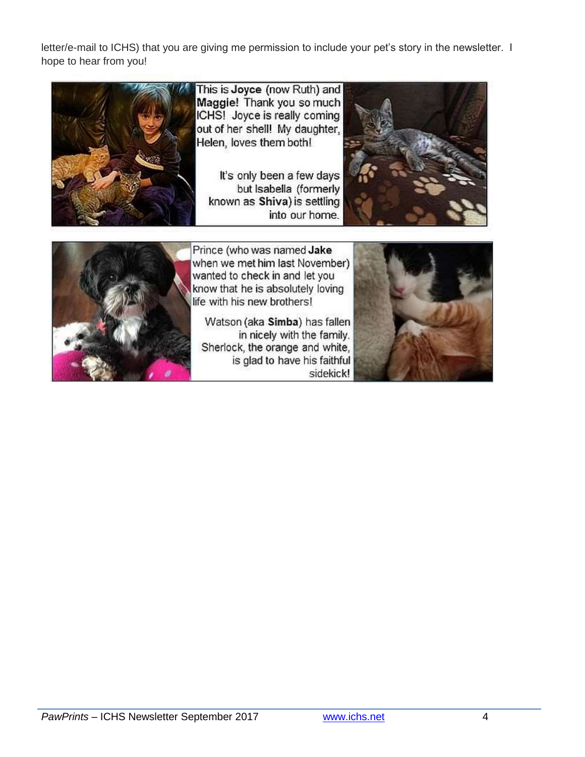letter/e-mail to ICHS) that you are giving me permission to include your pet's story in the newsletter. I hope to hear from you!

This is **Joyce** (now Ruth) and **Maggie!** Thank you so much ICHS! Joyce is really coming out of her shell! My daughter, Helen, loves them both!

It's only been a few days but Isabella (formerly known as **Shiva**) is settling into our home.

Prince (who was named **Jake** when we met him last November) wanted to check in and let you know that he is absolutely loving life with his new brothers!

Watson (aka **Simba**) has fallen in nicely with the family. Sherlock, the orange and white, is glad to have his faithful sidekick!